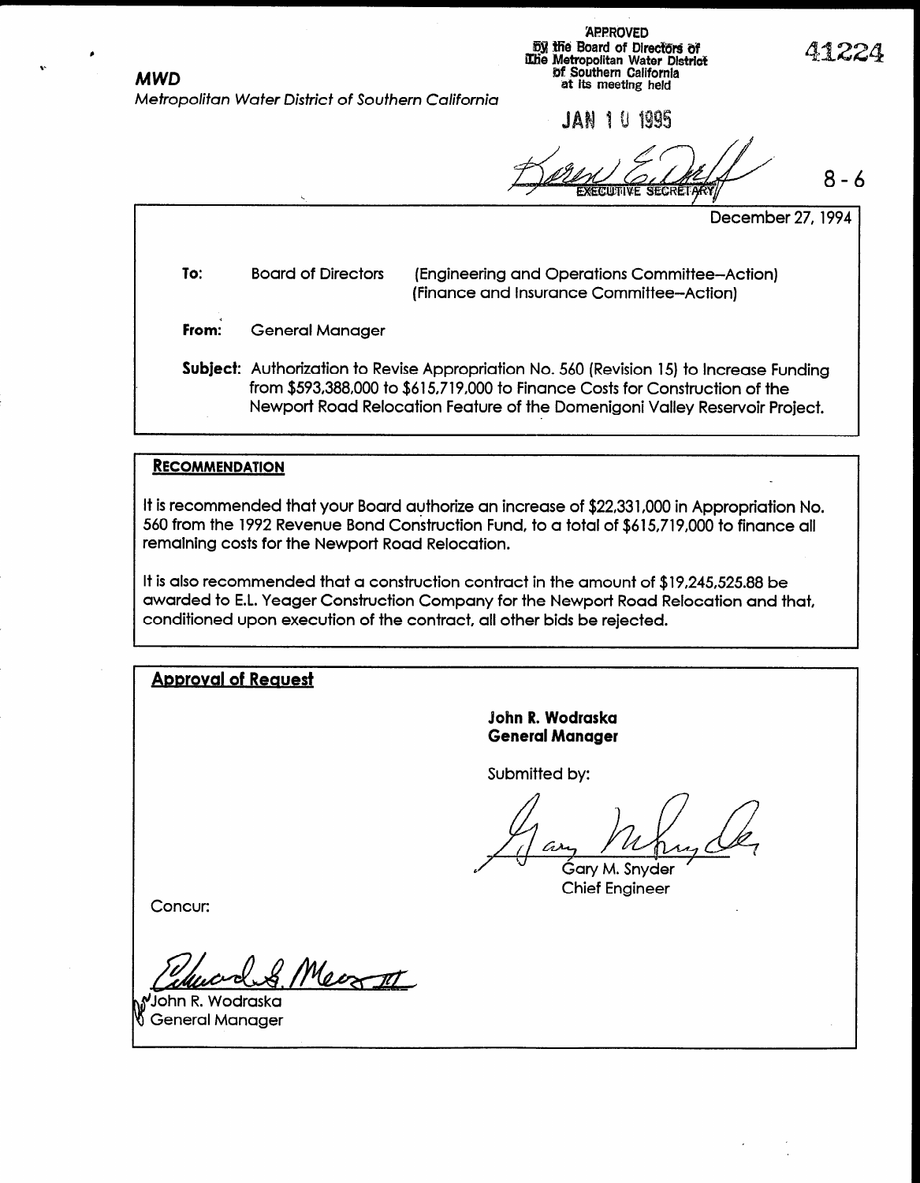**MWD**

*Metropolitan Water District of Southern California*

APPROVED
By the Board of Directors of
The Metropolitan Water District
of Southern California
at its meeting held

JAN 10 1995

EXECUTIVE SECRETARY

41224

8 - 6

December 27, 1994

**To:** Board of Directors (Engineering and Operations Committee--Action)
(Finance and Insurance Committee--Action)

**From:** General Manager

**Subject:** Authorization to Revise Appropriation No. 560 (Revision 15) to Increase Funding from $593,388,000 to $615,719,000 to Finance Costs for Construction of the Newport Road Relocation Feature of the Domenigoni Valley Reservoir Project.

**RECOMMENDATION**

It is recommended that your Board authorize an increase of $22,331,000 in Appropriation No. 560 from the 1992 Revenue Bond Construction Fund, to a total of $615,719,000 to finance all remaining costs for the Newport Road Relocation.

It is also recommended that a construction contract in the amount of $19,245,525.88 be awarded to E.L. Yeager Construction Company for the Newport Road Relocation and that, conditioned upon execution of the contract, all other bids be rejected.

**Approval of Request**

**John R. Wodraska**
**General Manager**

Submitted by:

Gary M. Snyder
Chief Engineer

Concur:

John R. Wodraska
General Manager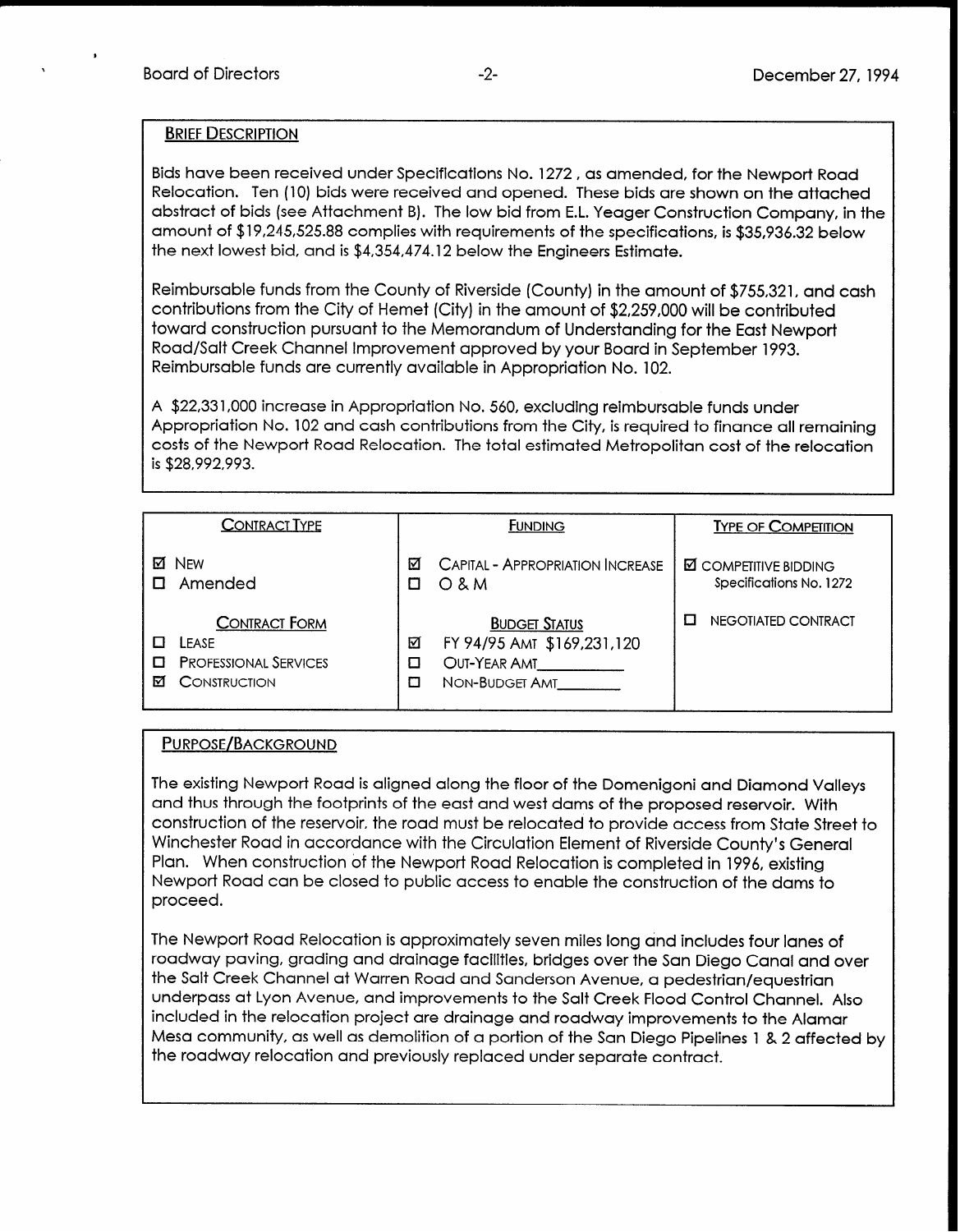## BRIEF DESCRIPTION

Bids have been received under Specifications No. 1272 , as amended, for the Newport Road Relocation. Ten (10) bids were received and opened. These bids are shown on the attached abstract of bids (see Attachment B). The low bid from E.L. Yeager Construction Company, in the amount of $19,245,525.88 complies with requirements of the specifications, is $35,936.32 below the next lowest bid, and is $4,354,474.12 below the Engineers Estimate.

Reimbursable funds from the County of Riverside (County) in the amount of $755,321, and cash contributions from the City of Hemet (City) in the amount of $2,259,000 will be contributed toward construction pursuant to the Memorandum of Understanding for the East Newport Road/Salt Creek Channel Improvement approved by your Board in September 1993. Reimbursable funds are currently available in Appropriation No. 102.

A $22,331,000 increase in Appropriation No. 560, excluding reimbursable funds under Appropriation No. 102 and cash contributions from the City, is required to finance all remaining costs of the Newport Road Relocation. The total estimated Metropolitan cost of the relocation is $28,992,993.

| CONTRACT TYPE | FUNDING | TYPE OF COMPETITION |
|---|---|---|
| ☑ NEW<br>☐ Amended | ☑ CAPITAL - APPROPRIATION INCREASE<br>☐ O & M | ☑ COMPETITIVE BIDDING Specifications No. 1272 |
| **CONTRACT FORM**<br>☐ LEASE<br>☐ PROFESSIONAL SERVICES<br>☑ CONSTRUCTION | **BUDGET STATUS**<br>☑ FY 94/95 AMT $169,231,120<br>☐ OUT-YEAR AMT________<br>☐ NON-BUDGET AMT________ | ☐ NEGOTIATED CONTRACT |

## PURPOSE/BACKGROUND

The existing Newport Road is aligned along the floor of the Domenigoni and Diamond Valleys and thus through the footprints of the east and west dams of the proposed reservoir. With construction of the reservoir, the road must be relocated to provide access from State Street to Winchester Road in accordance with the Circulation Element of Riverside County's General Plan. When construction of the Newport Road Relocation is completed in 1996, existing Newport Road can be closed to public access to enable the construction of the dams to proceed.

The Newport Road Relocation is approximately seven miles long and includes four lanes of roadway paving, grading and drainage facilities, bridges over the San Diego Canal and over the Salt Creek Channel at Warren Road and Sanderson Avenue, a pedestrian/equestrian underpass at Lyon Avenue, and improvements to the Salt Creek Flood Control Channel. Also included in the relocation project are drainage and roadway improvements to the Alamar Mesa community, as well as demolition of a portion of the San Diego Pipelines 1 & 2 affected by the roadway relocation and previously replaced under separate contract.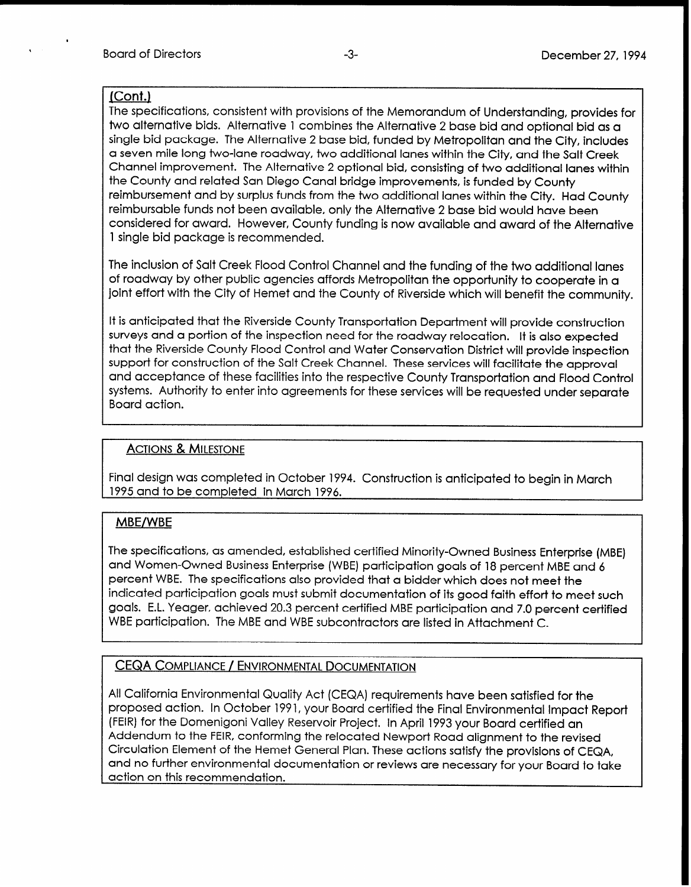(Cont.)

The specifications, consistent with provisions of the Memorandum of Understanding, provides for two alternative bids. Alternative 1 combines the Alternative 2 base bid and optional bid as a single bid package. The Alternative 2 base bid, funded by Metropolitan and the City, includes a seven mile long two-lane roadway, two additional lanes within the City, and the Salt Creek Channel improvement. The Alternative 2 optional bid, consisting of two additional lanes within the County and related San Diego Canal bridge improvements, is funded by County reimbursement and by surplus funds from the two additional lanes within the City. Had County reimbursable funds not been available, only the Alternative 2 base bid would have been considered for award. However, County funding is now available and award of the Alternative 1 single bid package is recommended.

The inclusion of Salt Creek Flood Control Channel and the funding of the two additional lanes of roadway by other public agencies affords Metropolitan the opportunity to cooperate in a joint effort with the City of Hemet and the County of Riverside which will benefit the community.

It is anticipated that the Riverside County Transportation Department will provide construction surveys and a portion of the inspection need for the roadway relocation. It is also expected that the Riverside County Flood Control and Water Conservation District will provide inspection support for construction of the Salt Creek Channel. These services will facilitate the approval and acceptance of these facilities into the respective County Transportation and Flood Control systems. Authority to enter into agreements for these services will be requested under separate Board action.

## Actions & Milestone

Final design was completed in October 1994. Construction is anticipated to begin in March 1995 and to be completed in March 1996.

## MBE/WBE

The specifications, as amended, established certified Minority-Owned Business Enterprise (MBE) and Women-Owned Business Enterprise (WBE) participation goals of 18 percent MBE and 6 percent WBE. The specifications also provided that a bidder which does not meet the indicated participation goals must submit documentation of its good faith effort to meet such goals. E.L. Yeager, achieved 20.3 percent certified MBE participation and 7.0 percent certified WBE participation. The MBE and WBE subcontractors are listed in Attachment C.

## CEQA Compliance / Environmental Documentation

All California Environmental Quality Act (CEQA) requirements have been satisfied for the proposed action. In October 1991, your Board certified the Final Environmental Impact Report (FEIR) for the Domenigoni Valley Reservoir Project. In April 1993 your Board certified an Addendum to the FEIR, conforming the relocated Newport Road alignment to the revised Circulation Element of the Hemet General Plan. These actions satisfy the provisions of CEQA, and no further environmental documentation or reviews are necessary for your Board to take action on this recommendation.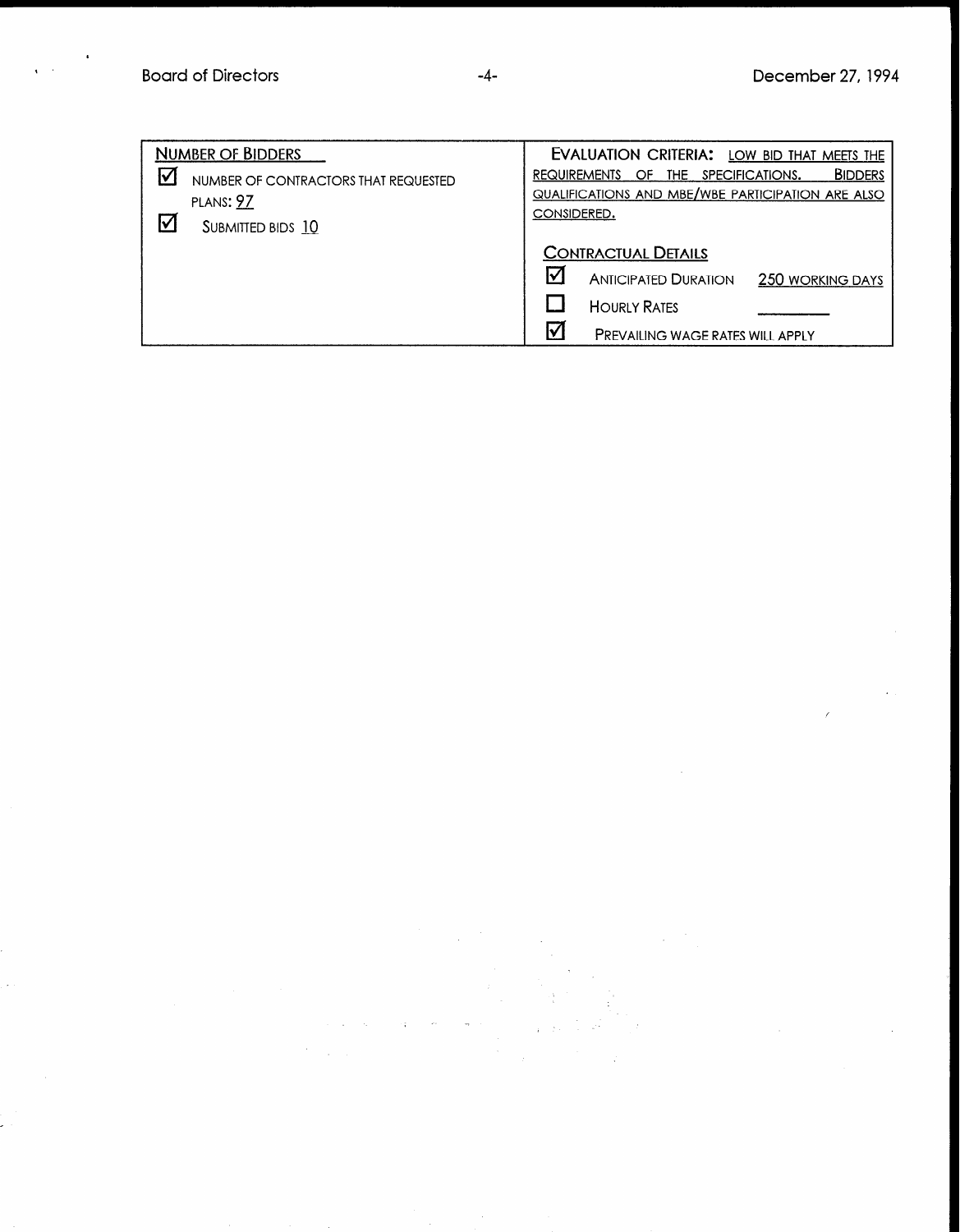| NUMBER OF BIDDERS | EVALUATION CRITERIA: LOW BID THAT MEETS THE REQUIREMENTS OF THE SPECIFICATIONS. BIDDERS QUALIFICATIONS AND MBE/WBE PARTICIPATION ARE ALSO CONSIDERED. |
|---|---|
| ☑ NUMBER OF CONTRACTORS THAT REQUESTED PLANS: 97<br>☑ SUBMITTED BIDS 10 | CONTRACTUAL DETAILS<br>☑ ANTICIPATED DURATION 250 WORKING DAYS<br>☐ HOURLY RATES \_\_\_\_\_\_\_\_<br>☑ PREVAILING WAGE RATES WILL APPLY |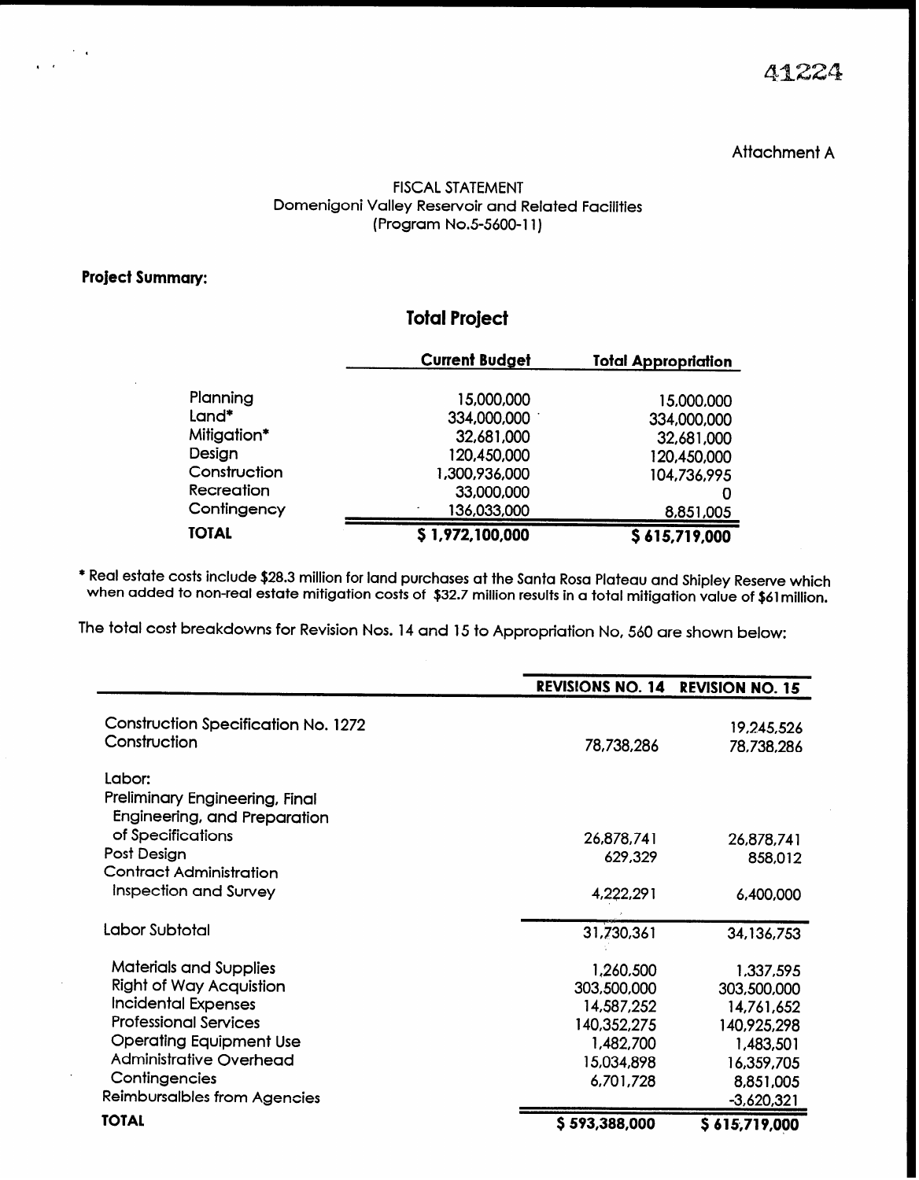41224

Attachment A

FISCAL STATEMENT
Domenigoni Valley Reservoir and Related Facilities
(Program No.5-5600-11)

**Project Summary:**

## Total Project

| | Current Budget | Total Appropriation |
|---|---|---|
| Planning | 15,000,000 | 15,000,000 |
| Land* | 334,000,000 | 334,000,000 |
| Mitigation* | 32,681,000 | 32,681,000 |
| Design | 120,450,000 | 120,450,000 |
| Construction | 1,300,936,000 | 104,736,995 |
| Recreation | 33,000,000 | 0 |
| Contingency | 136,033,000 | 8,851,005 |
| **TOTAL** | **$ 1,972,100,000** | **$ 615,719,000** |

* Real estate costs include $28.3 million for land purchases at the Santa Rosa Plateau and Shipley Reserve which when added to non-real estate mitigation costs of $32.7 million results in a total mitigation value of $61million.

The total cost breakdowns for Revision Nos. 14 and 15 to Appropriation No, 560 are shown below:

| | REVISIONS NO. 14 | REVISION NO. 15 |
|---|---|---|
| Construction Specification No. 1272 | | 19,245,526 |
| Construction | 78,738,286 | 78,738,286 |
| Labor: | | |
| Preliminary Engineering, Final Engineering, and Preparation of Specifications | 26,878,741 | 26,878,741 |
| Post Design | 629,329 | 858,012 |
| Contract Administration Inspection and Survey | 4,222,291 | 6,400,000 |
| Labor Subtotal | 31,730,361 | 34,136,753 |
| Materials and Supplies | 1,260,500 | 1,337,595 |
| Right of Way Acquistion | 303,500,000 | 303,500,000 |
| Incidental Expenses | 14,587,252 | 14,761,652 |
| Professional Services | 140,352,275 | 140,925,298 |
| Operating Equipment Use | 1,482,700 | 1,483,501 |
| Administrative Overhead | 15,034,898 | 16,359,705 |
| Contingencies | 6,701,728 | 8,851,005 |
| Reimbursalbles from Agencies | | -3,620,321 |
| **TOTAL** | **$ 593,388,000** | **$ 615,719,000** |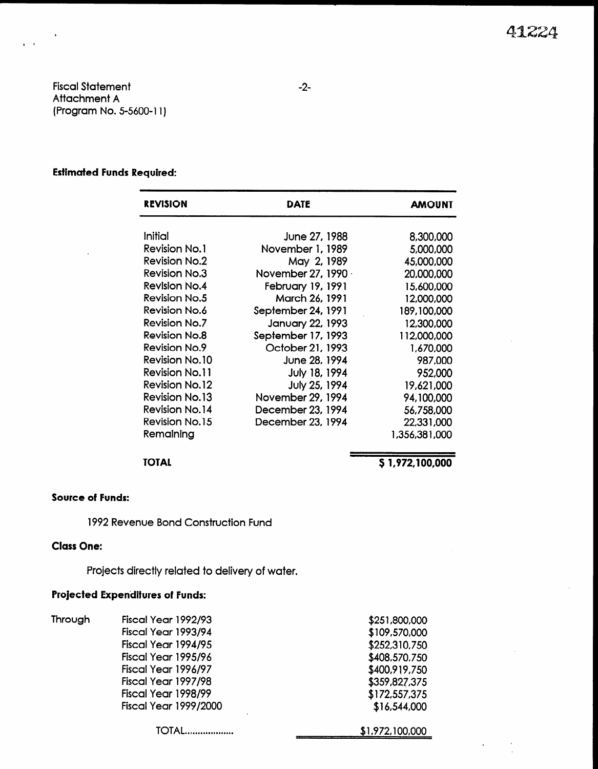Fiscal Statement
Attachment A
(Program No. 5-5600-11)

**Estimated Funds Required:**

| REVISION | DATE | AMOUNT |
|---|---|---|
| Initial | June 27, 1988 | 8,300,000 |
| Revision No.1 | November 1, 1989 | 5,000,000 |
| Revision No.2 | May 2, 1989 | 45,000,000 |
| Revision No.3 | November 27, 1990 | 20,000,000 |
| Revision No.4 | February 19, 1991 | 15,600,000 |
| Revision No.5 | March 26, 1991 | 12,000,000 |
| Revision No.6 | September 24, 1991 | 189,100,000 |
| Revision No.7 | January 22, 1993 | 12,300,000 |
| Revision No.8 | September 17, 1993 | 112,000,000 |
| Revision No.9 | October 21, 1993 | 1,670,000 |
| Revision No.10 | June 28, 1994 | 987,000 |
| Revision No.11 | July 18, 1994 | 952,000 |
| Revision No.12 | July 25, 1994 | 19,621,000 |
| Revision No.13 | November 29, 1994 | 94,100,000 |
| Revision No.14 | December 23, 1994 | 56,758,000 |
| Revision No.15 | December 23, 1994 | 22,331,000 |
| Remaining | | 1,356,381,000 |
| **TOTAL** | | **$ 1,972,100,000** |

**Source of Funds:**

1992 Revenue Bond Construction Fund

**Class One:**

Projects directly related to delivery of water.

**Projected Expenditures of Funds:**

| | | |
|---|---|---|
| Through | Fiscal Year 1992/93 | $251,800,000 |
| | Fiscal Year 1993/94 | $109,570,000 |
| | Fiscal Year 1994/95 | $252,310,750 |
| | Fiscal Year 1995/96 | $408,570,750 |
| | Fiscal Year 1996/97 | $400,919,750 |
| | Fiscal Year 1997/98 | $359,827,375 |
| | Fiscal Year 1998/99 | $172,557,375 |
| | Fiscal Year 1999/2000 | $16,544,000 |
| | TOTAL.................. | $1,972,100,000 |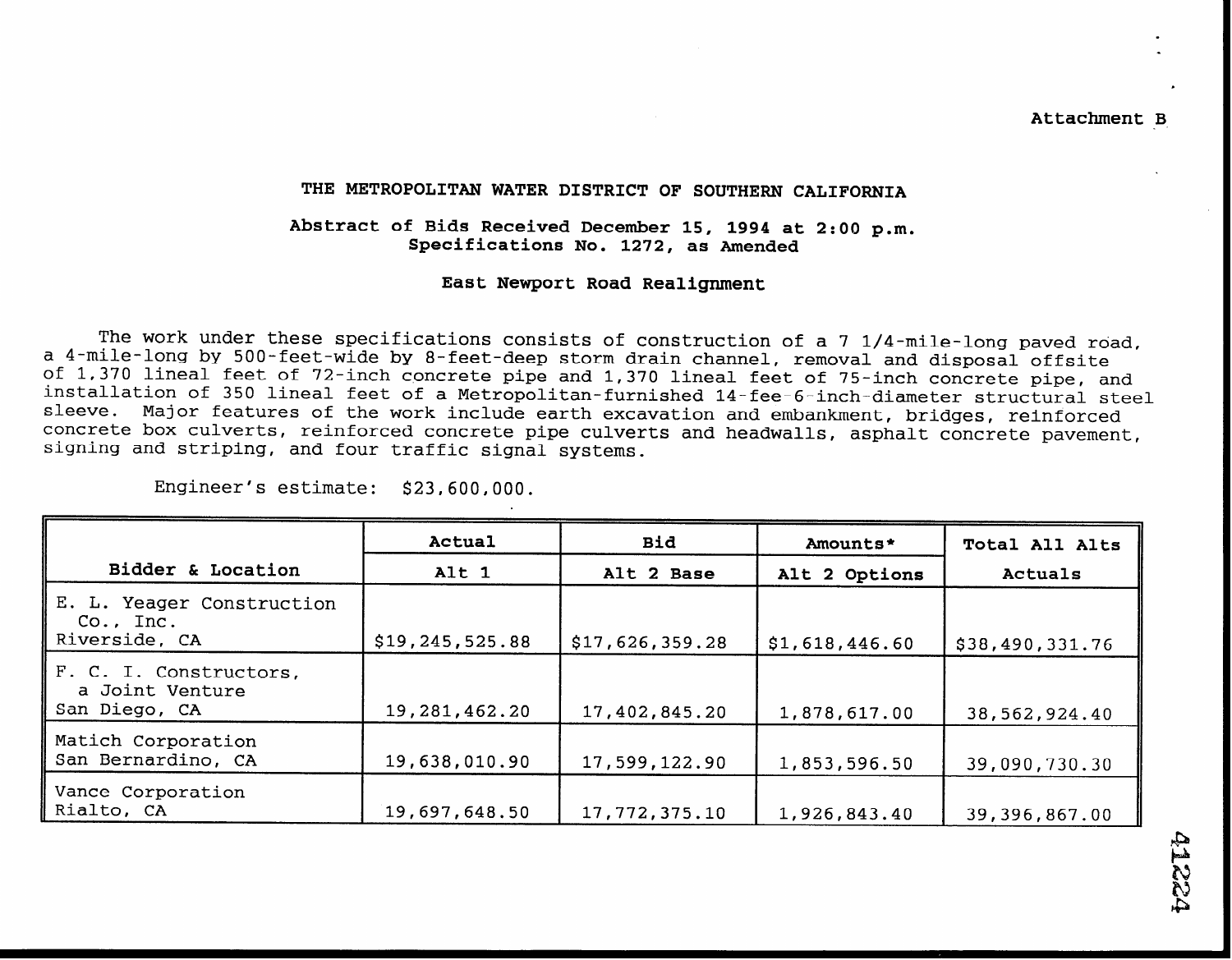Attachment B

## THE METROPOLITAN WATER DISTRICT OF SOUTHERN CALIFORNIA

**Abstract of Bids Received December 15, 1994 at 2:00 p.m.**
**Specifications No. 1272, as Amended**

**East Newport Road Realignment**

The work under these specifications consists of construction of a 7 1/4-mile-long paved road, a 4-mile-long by 500-feet-wide by 8-feet-deep storm drain channel, removal and disposal offsite of 1,370 lineal feet of 72-inch concrete pipe and 1,370 lineal feet of 75-inch concrete pipe, and installation of 350 lineal feet of a Metropolitan-furnished 14-fee-6-inch-diameter structural steel sleeve. Major features of the work include earth excavation and embankment, bridges, reinforced concrete box culverts, reinforced concrete pipe culverts and headwalls, asphalt concrete pavement, signing and striping, and four traffic signal systems.

Engineer's estimate: $23,600,000.

| Bidder & Location | Actual | Bid | Amounts* | Total All Alts |
|---|---|---|---|---|
| | Alt 1 | Alt 2 Base | Alt 2 Options | Actuals |
| E. L. Yeager Construction Co., Inc. Riverside, CA | $19,245,525.88 | $17,626,359.28 | $1,618,446.60 | $38,490,331.76 |
| F. C. I. Constructors, a Joint Venture San Diego, CA | 19,281,462.20 | 17,402,845.20 | 1,878,617.00 | 38,562,924.40 |
| Matich Corporation San Bernardino, CA | 19,638,010.90 | 17,599,122.90 | 1,853,596.50 | 39,090,730.30 |
| Vance Corporation Rialto, CA | 19,697,648.50 | 17,772,375.10 | 1,926,843.40 | 39,396,867.00 |

41224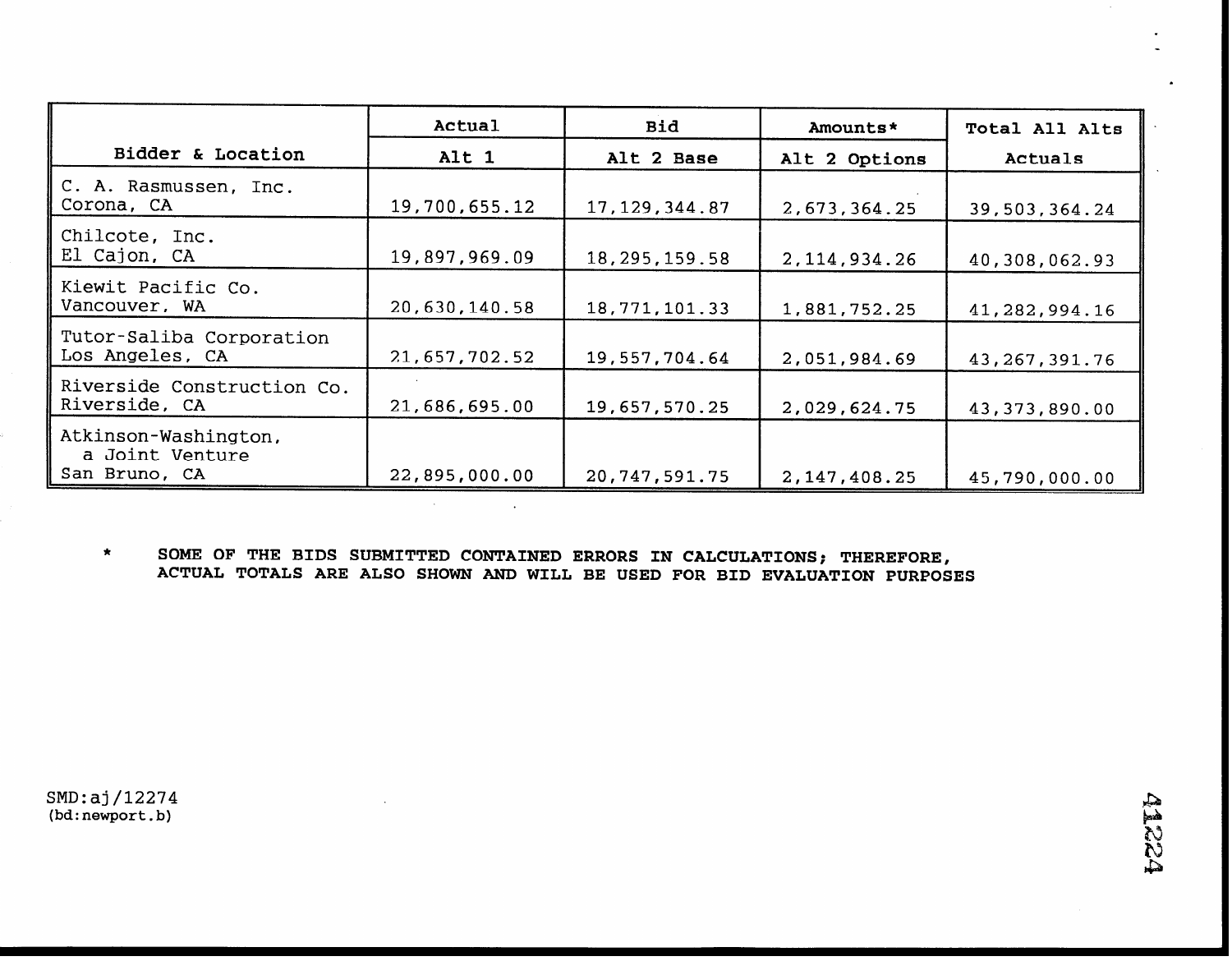| Bidder & Location | Actual | Bid | Amounts* | Total All Alts |
|---|---|---|---|---|
| | Alt 1 | Alt 2 Base | Alt 2 Options | Actuals |
| C. A. Rasmussen, Inc. Corona, CA | 19,700,655.12 | 17,129,344.87 | 2,673,364.25 | 39,503,364.24 |
| Chilcote, Inc. El Cajon, CA | 19,897,969.09 | 18,295,159.58 | 2,114,934.26 | 40,308,062.93 |
| Kiewit Pacific Co. Vancouver, WA | 20,630,140.58 | 18,771,101.33 | 1,881,752.25 | 41,282,994.16 |
| Tutor-Saliba Corporation Los Angeles, CA | 21,657,702.52 | 19,557,704.64 | 2,051,984.69 | 43,267,391.76 |
| Riverside Construction Co. Riverside, CA | 21,686,695.00 | 19,657,570.25 | 2,029,624.75 | 43,373,890.00 |
| Atkinson-Washington, a Joint Venture San Bruno, CA | 22,895,000.00 | 20,747,591.75 | 2,147,408.25 | 45,790,000.00 |

\* SOME OF THE BIDS SUBMITTED CONTAINED ERRORS IN CALCULATIONS; THEREFORE, ACTUAL TOTALS ARE ALSO SHOWN AND WILL BE USED FOR BID EVALUATION PURPOSES

SMD:aj/12274
(bd:newport.b)

41224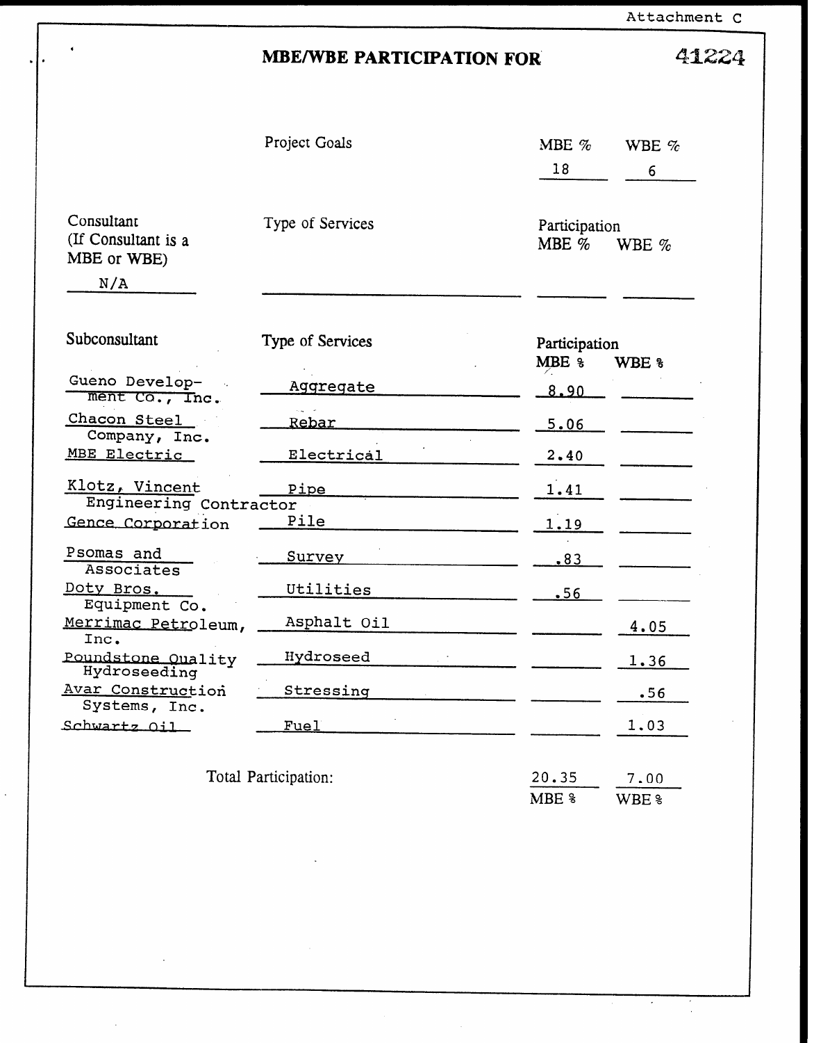Attachment C

# MBE/WBE PARTICIPATION FOR 41224

| | Project Goals | MBE % | WBE % |
|---|---|---|---|
| | | 18 | 6 |

| Consultant (If Consultant is a MBE or WBE) | Type of Services | Participation MBE % | Participation WBE % |
|---|---|---|---|
| N/A | | | |

| Subconsultant | Type of Services | Participation MBE % | Participation WBE % |
|---|---|---|---|
| Gueno Development Co., Inc. | Aggregate | 8.90 | |
| Chacon Steel Company, Inc. | Rebar | 5.06 | |
| MBE Electric | Electrical | 2.40 | |
| Klotz, Vincent Engineering Contractor | Pipe | 1.41 | |
| Gence Corporation | Pile | 1.19 | |
| Psomas and Associates | Survey | .83 | |
| Doty Bros. Equipment Co. | Utilities | .56 | |
| Merrimac Petroleum, Inc. | Asphalt Oil | | 4.05 |
| Poundstone Quality Hydroseeding | Hydroseed | | 1.36 |
| Avar Construction Systems, Inc. | Stressing | | .56 |
| Schwartz Oil | Fuel | | 1.03 |
| | **Total Participation:** | 20.35 MBE % | 7.00 WBE % |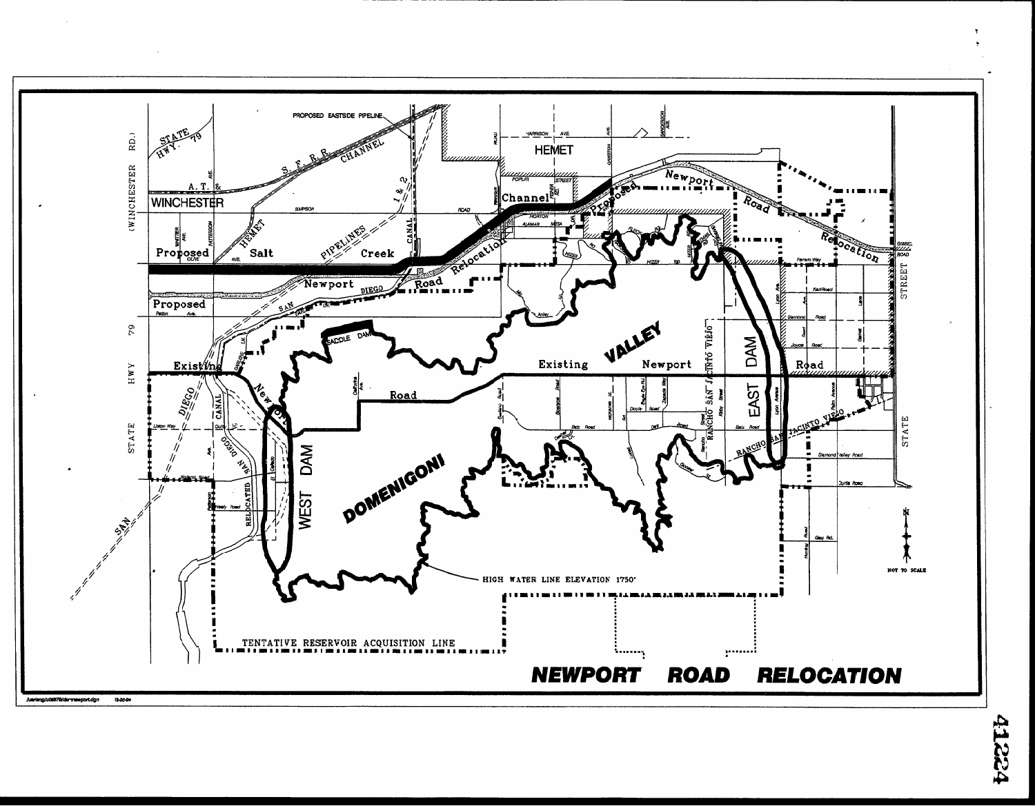# NEWPORT ROAD RELOCATION

PROPOSED EASTSIDE PIPELINE

HEMET

WINCHESTER

STATE HWY. 79

(WINCHESTER RD.)

A. T. & S. F. R.R.

CHANNEL

HEMET

CANAL

PIPELINES 1 & 2

Proposed Salt Creek Channel

Proposed Newport Road Relocation

Newport Road Relocation

SAN DIEGO CANAL

Proposed

Existing Newport Road

Existing Newport Road

SADDLE DAM

DOMENIGONI VALLEY

WEST DAM

EAST DAM

RELOCATED SAN DIEGO CANAL

RANCHO SAN JACINTO VIEJO

STATE STREET

STATE HWY 79

SAN DIEGO

HIGH WATER LINE ELEVATION 1750'

TENTATIVE RESERVOIR ACQUISITION LINE

NOT TO SCALE